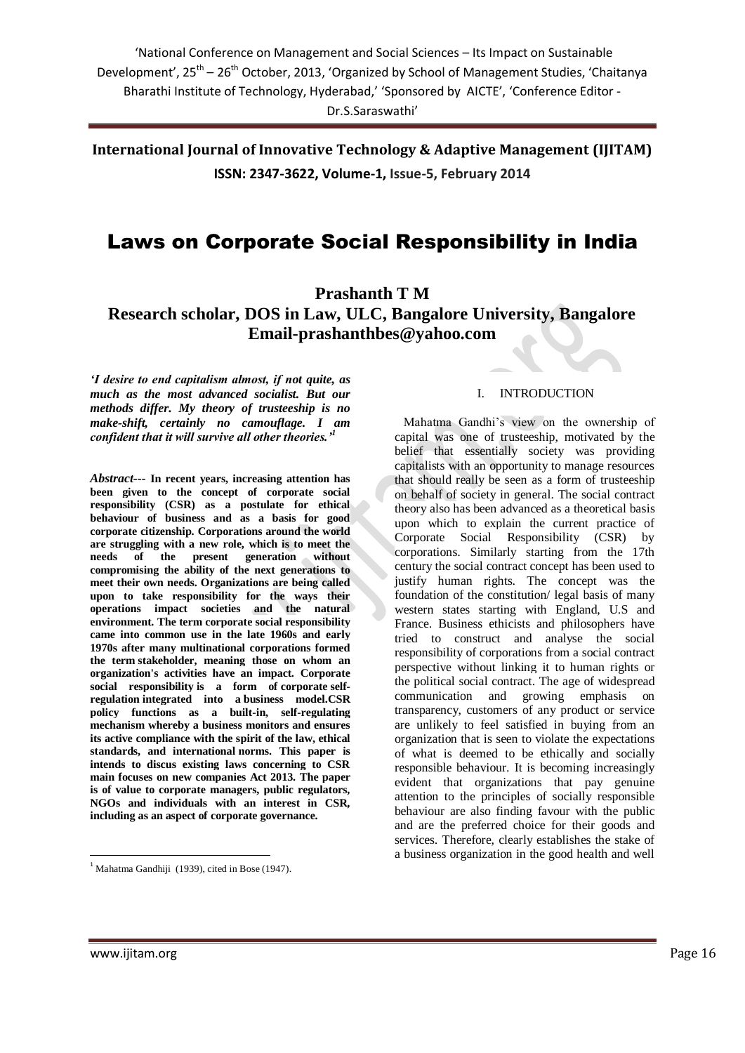# Laws on Corporate Social Responsibility in India

**Prashanth T M**
**Research scholar, DOS in Law, ULC, Bangalore University, Bangalore**
**Email-prashanthbes@yahoo.com**

***'I desire to end capitalism almost, if not quite, as much as the most advanced socialist. But our methods differ. My theory of trusteeship is no make-shift, certainly no camouflage. I am confident that it will survive all other theories.'*** [1]

***Abstract---*** **In recent years, increasing attention has been given to the concept of corporate social responsibility (CSR) as a postulate for ethical behaviour of business and as a basis for good corporate citizenship. Corporations around the world are struggling with a new role, which is to meet the needs of the present generation without compromising the ability of the next generations to meet their own needs. Organizations are being called upon to take responsibility for the ways their operations impact societies and the natural environment. The term corporate social responsibility came into common use in the late 1960s and early 1970s after many multinational corporations formed the term stakeholder, meaning those on whom an organization's activities have an impact. Corporate social responsibility is a form of corporate self-regulation integrated into a business model.CSR policy functions as a built-in, self-regulating mechanism whereby a business monitors and ensures its active compliance with the spirit of the law, ethical standards, and international norms. This paper is intends to discus existing laws concerning to CSR main focuses on new companies Act 2013. The paper is of value to corporate managers, public regulators, NGOs and individuals with an interest in CSR, including as an aspect of corporate governance.**

## I. INTRODUCTION

Mahatma Gandhi's view on the ownership of capital was one of trusteeship, motivated by the belief that essentially society was providing capitalists with an opportunity to manage resources that should really be seen as a form of trusteeship on behalf of society in general. The social contract theory also has been advanced as a theoretical basis upon which to explain the current practice of Corporate Social Responsibility (CSR) by corporations. Similarly starting from the 17th century the social contract concept has been used to justify human rights. The concept was the foundation of the constitution/ legal basis of many western states starting with England, U.S and France. Business ethicists and philosophers have tried to construct and analyse the social responsibility of corporations from a social contract perspective without linking it to human rights or the political social contract. The age of widespread communication and growing emphasis on transparency, customers of any product or service are unlikely to feel satisfied in buying from an organization that is seen to violate the expectations of what is deemed to be ethically and socially responsible behaviour. It is becoming increasingly evident that organizations that pay genuine attention to the principles of socially responsible behaviour are also finding favour with the public and are the preferred choice for their goods and services. Therefore, clearly establishes the stake of a business organization in the good health and well

---

[1] Mahatma Gandhiji (1939), cited in Bose (1947).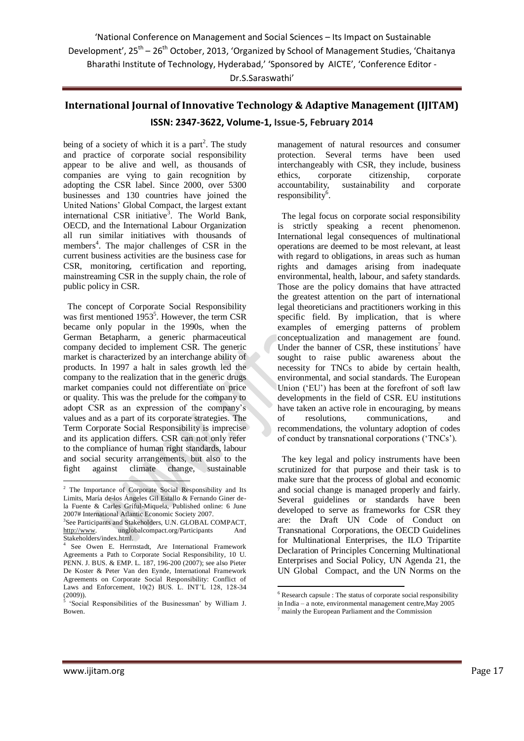being of a society of which it is a part[2]. The study and practice of corporate social responsibility appear to be alive and well, as thousands of companies are vying to gain recognition by adopting the CSR label. Since 2000, over 5300 businesses and 130 countries have joined the United Nations' Global Compact, the largest extant international CSR initiative[3]. The World Bank, OECD, and the International Labour Organization all run similar initiatives with thousands of members[4]. The major challenges of CSR in the current business activities are the business case for CSR, monitoring, certification and reporting, mainstreaming CSR in the supply chain, the role of public policy in CSR.

The concept of Corporate Social Responsibility was first mentioned 1953[5]. However, the term CSR became only popular in the 1990s, when the German Betapharm, a generic pharmaceutical company decided to implement CSR. The generic market is characterized by an interchange ability of products. In 1997 a halt in sales growth led the company to the realization that in the generic drugs market companies could not differentiate on price or quality. This was the prelude for the company to adopt CSR as an expression of the company's values and as a part of its corporate strategies. The Term Corporate Social Responsibility is imprecise and its application differs. CSR can not only refer to the compliance of human right standards, labour and social security arrangements, but also to the fight against climate change, sustainable management of natural resources and consumer protection. Several terms have been used interchangeably with CSR, they include, business ethics, corporate citizenship, corporate accountability, sustainability and corporate responsibility[6].

The legal focus on corporate social responsibility is strictly speaking a recent phenomenon. International legal consequences of multinational operations are deemed to be most relevant, at least with regard to obligations, in areas such as human rights and damages arising from inadequate environmental, health, labour, and safety standards. Those are the policy domains that have attracted the greatest attention on the part of international legal theoreticians and practitioners working in this specific field. By implication, that is where examples of emerging patterns of problem conceptualization and management are found. Under the banner of CSR, these institutions[7] have sought to raise public awareness about the necessity for TNCs to abide by certain health, environmental, and social standards. The European Union ('EU') has been at the forefront of soft law developments in the field of CSR. EU institutions have taken an active role in encouraging, by means of resolutions, communications, and recommendations, the voluntary adoption of codes of conduct by transnational corporations ('TNCs').

The key legal and policy instruments have been scrutinized for that purpose and their task is to make sure that the process of global and economic and social change is managed properly and fairly. Several guidelines or standards have been developed to serve as frameworks for CSR they are: the Draft UN Code of Conduct on Transnational Corporations, the OECD Guidelines for Multinational Enterprises, the ILO Tripartite Declaration of Principles Concerning Multinational Enterprises and Social Policy, UN Agenda 21, the UN Global Compact, and the UN Norms on the

---

[2] The Importance of Corporate Social Responsibility and Its Limits, María de-los Ángeles Gil Estallo & Fernando Giner de-la Fuente & Carles Gríful-Miquela, Published online: 6 June 2007# International Atlantic Economic Society 2007.

[3] See Participants and Stakeholders, U.N. GLOBAL COMPACT, http://www. unglobalcompact.org/Participants And Stakeholders/index.html.

[4] See Owen E. Herrnstadt, Are International Framework Agreements a Path to Corporate Social Responsibility, 10 U. PENN. J. BUS. & EMP. L. 187, 196-200 (2007); see also Pieter De Koster & Peter Van den Eynde, International Framework Agreements on Corporate Social Responsibility: Conflict of Laws and Enforcement, 10(2) BUS. L. INT'L 128, 128-34 (2009)).

[5] 'Social Responsibilities of the Businessman' by William J. Bowen.

[6] Research capsule : The status of corporate social responsibility in India – a note, environmental management centre,May 2005

[7] mainly the European Parliament and the Commission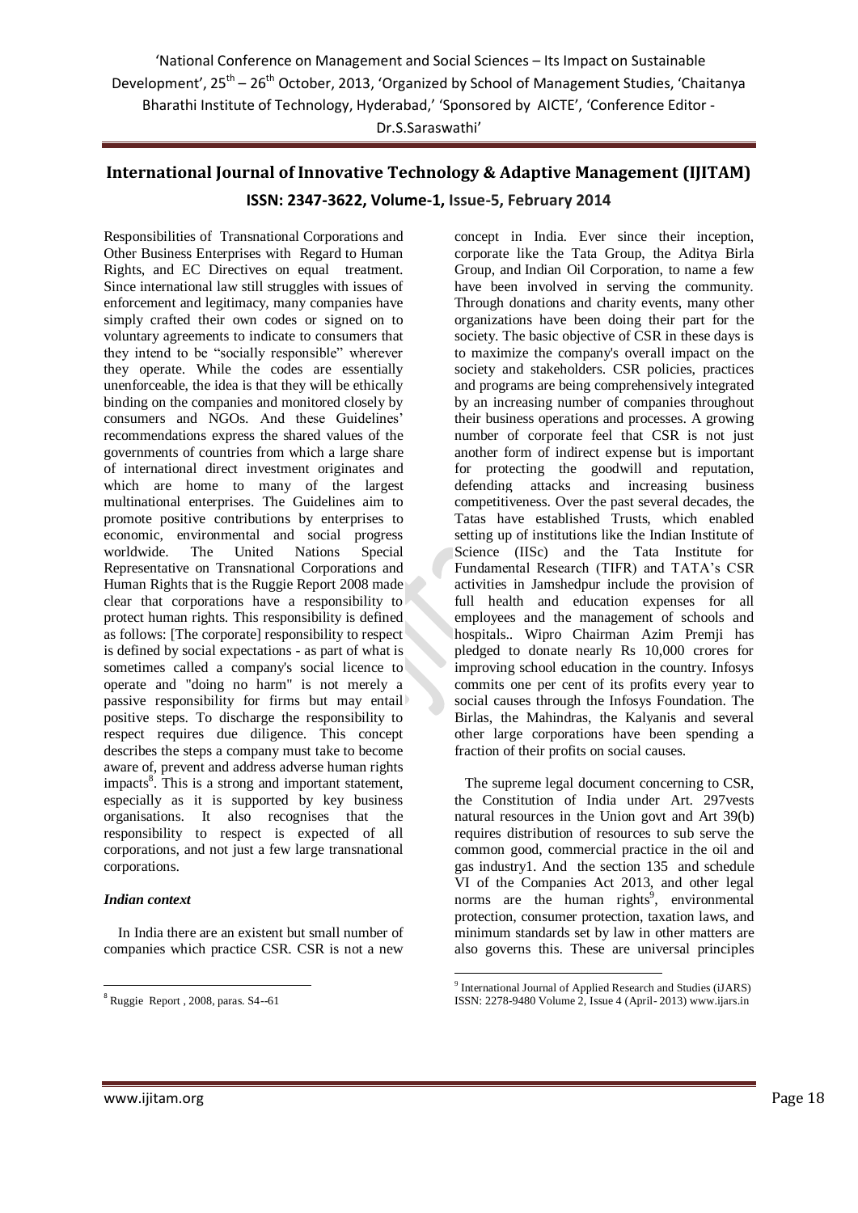Responsibilities of Transnational Corporations and Other Business Enterprises with Regard to Human Rights, and EC Directives on equal treatment. Since international law still struggles with issues of enforcement and legitimacy, many companies have simply crafted their own codes or signed on to voluntary agreements to indicate to consumers that they intend to be "socially responsible" wherever they operate. While the codes are essentially unenforceable, the idea is that they will be ethically binding on the companies and monitored closely by consumers and NGOs. And these Guidelines' recommendations express the shared values of the governments of countries from which a large share of international direct investment originates and which are home to many of the largest multinational enterprises. The Guidelines aim to promote positive contributions by enterprises to economic, environmental and social progress worldwide. The United Nations Special Representative on Transnational Corporations and Human Rights that is the Ruggie Report 2008 made clear that corporations have a responsibility to protect human rights. This responsibility is defined as follows: [The corporate] responsibility to respect is defined by social expectations - as part of what is sometimes called a company's social licence to operate and "doing no harm" is not merely a passive responsibility for firms but may entail positive steps. To discharge the responsibility to respect requires due diligence. This concept describes the steps a company must take to become aware of, prevent and address adverse human rights impacts[8]. This is a strong and important statement, especially as it is supported by key business organisations. It also recognises that the responsibility to respect is expected of all corporations, and not just a few large transnational corporations.

### *Indian context*

In India there are an existent but small number of companies which practice CSR. CSR is not a new concept in India. Ever since their inception, corporate like the Tata Group, the Aditya Birla Group, and Indian Oil Corporation, to name a few have been involved in serving the community. Through donations and charity events, many other organizations have been doing their part for the society. The basic objective of CSR in these days is to maximize the company's overall impact on the society and stakeholders. CSR policies, practices and programs are being comprehensively integrated by an increasing number of companies throughout their business operations and processes. A growing number of corporate feel that CSR is not just another form of indirect expense but is important for protecting the goodwill and reputation, defending attacks and increasing business competitiveness. Over the past several decades, the Tatas have established Trusts, which enabled setting up of institutions like the Indian Institute of Science (IISc) and the Tata Institute for Fundamental Research (TIFR) and TATA's CSR activities in Jamshedpur include the provision of full health and education expenses for all employees and the management of schools and hospitals.. Wipro Chairman Azim Premji has pledged to donate nearly Rs 10,000 crores for improving school education in the country. Infosys commits one per cent of its profits every year to social causes through the Infosys Foundation. The Birlas, the Mahindras, the Kalyanis and several other large corporations have been spending a fraction of their profits on social causes.

The supreme legal document concerning to CSR, the Constitution of India under Art. 297vests natural resources in the Union govt and Art 39(b) requires distribution of resources to sub serve the common good, commercial practice in the oil and gas industry1. And the section 135 and schedule VI of the Companies Act 2013, and other legal norms are the human rights[9], environmental protection, consumer protection, taxation laws, and minimum standards set by law in other matters are also governs this. These are universal principles

---

[8] Ruggie Report , 2008, paras. S4--61

[9] International Journal of Applied Research and Studies (iJARS) ISSN: 2278-9480 Volume 2, Issue 4 (April- 2013) www.ijars.in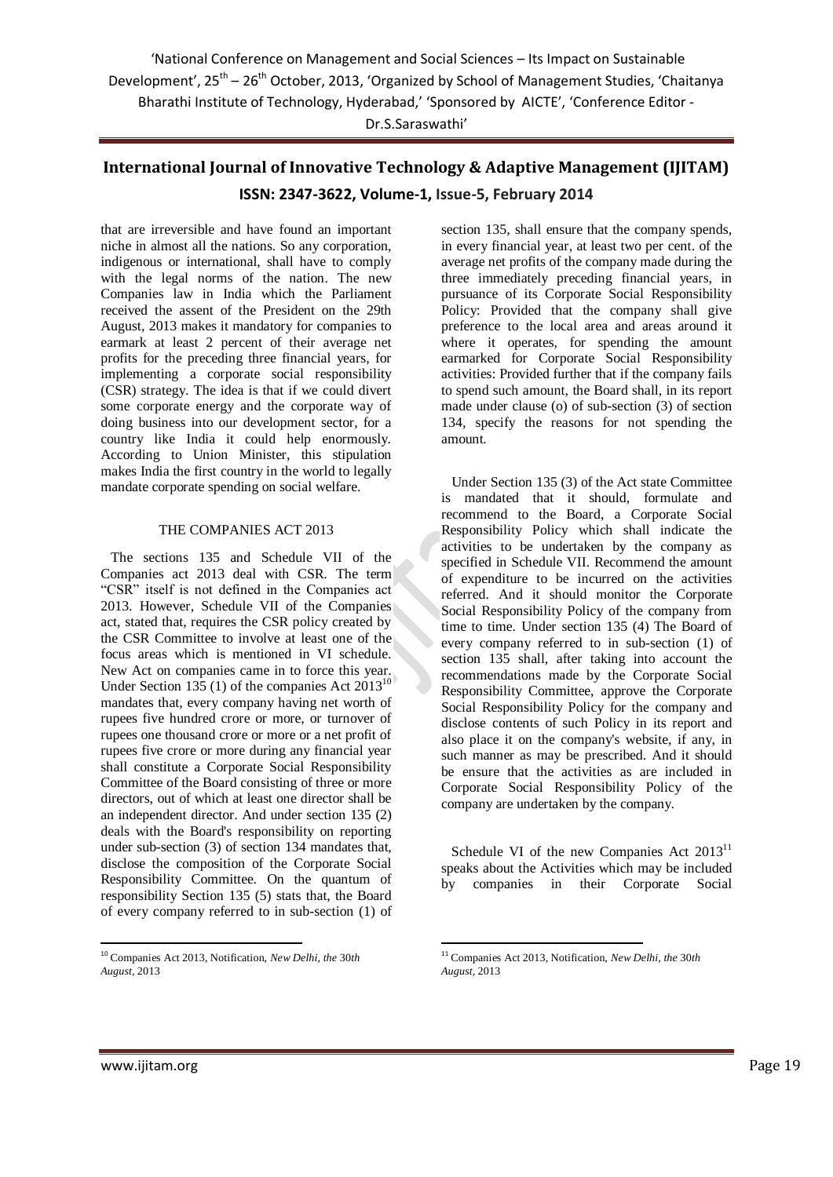that are irreversible and have found an important niche in almost all the nations. So any corporation, indigenous or international, shall have to comply with the legal norms of the nation. The new Companies law in India which the Parliament received the assent of the President on the 29th August, 2013 makes it mandatory for companies to earmark at least 2 percent of their average net profits for the preceding three financial years, for implementing a corporate social responsibility (CSR) strategy. The idea is that if we could divert some corporate energy and the corporate way of doing business into our development sector, for a country like India it could help enormously. According to Union Minister, this stipulation makes India the first country in the world to legally mandate corporate spending on social welfare.

## THE COMPANIES ACT 2013

The sections 135 and Schedule VII of the Companies act 2013 deal with CSR. The term "CSR" itself is not defined in the Companies act 2013. However, Schedule VII of the Companies act, stated that, requires the CSR policy created by the CSR Committee to involve at least one of the focus areas which is mentioned in VI schedule. New Act on companies came in to force this year. Under Section 135 (1) of the companies Act 2013[10] mandates that, every company having net worth of rupees five hundred crore or more, or turnover of rupees one thousand crore or more or a net profit of rupees five crore or more during any financial year shall constitute a Corporate Social Responsibility Committee of the Board consisting of three or more directors, out of which at least one director shall be an independent director. And under section 135 (2) deals with the Board's responsibility on reporting under sub-section (3) of section 134 mandates that, disclose the composition of the Corporate Social Responsibility Committee. On the quantum of responsibility Section 135 (5) stats that, the Board of every company referred to in sub-section (1) of section 135, shall ensure that the company spends, in every financial year, at least two per cent. of the average net profits of the company made during the three immediately preceding financial years, in pursuance of its Corporate Social Responsibility Policy: Provided that the company shall give preference to the local area and areas around it where it operates, for spending the amount earmarked for Corporate Social Responsibility activities: Provided further that if the company fails to spend such amount, the Board shall, in its report made under clause (o) of sub-section (3) of section 134, specify the reasons for not spending the amount.

Under Section 135 (3) of the Act state Committee is mandated that it should, formulate and recommend to the Board, a Corporate Social Responsibility Policy which shall indicate the activities to be undertaken by the company as specified in Schedule VII. Recommend the amount of expenditure to be incurred on the activities referred. And it should monitor the Corporate Social Responsibility Policy of the company from time to time. Under section 135 (4) The Board of every company referred to in sub-section (1) of section 135 shall, after taking into account the recommendations made by the Corporate Social Responsibility Committee, approve the Corporate Social Responsibility Policy for the company and disclose contents of such Policy in its report and also place it on the company's website, if any, in such manner as may be prescribed. And it should be ensure that the activities as are included in Corporate Social Responsibility Policy of the company are undertaken by the company.

Schedule VI of the new Companies Act 2013[11] speaks about the Activities which may be included by companies in their Corporate Social

---

[10] Companies Act 2013, Notification, *New Delhi, the 30th August*, 2013

[11] Companies Act 2013, Notification, *New Delhi, the 30th August*, 2013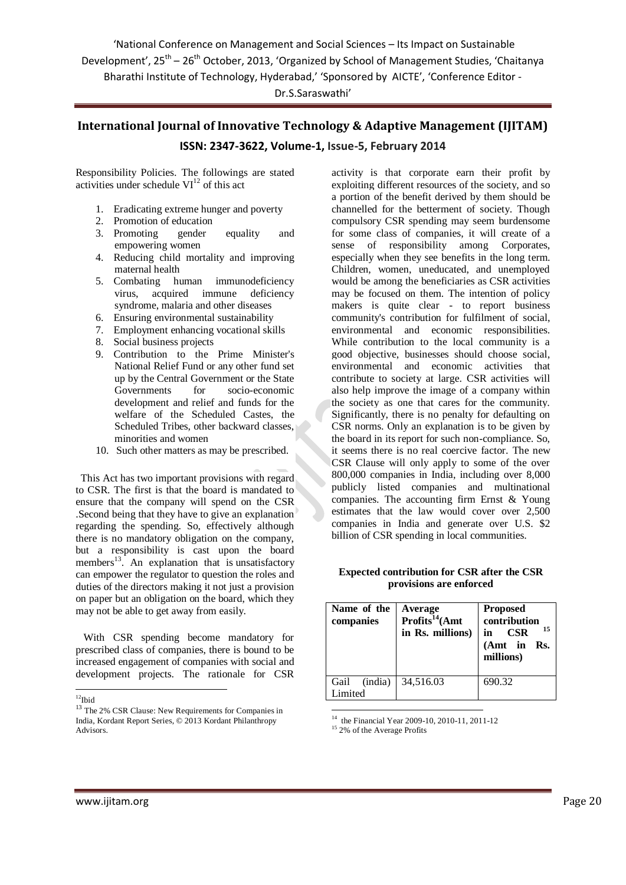Responsibility Policies. The followings are stated activities under schedule VI[12] of this act

1. Eradicating extreme hunger and poverty
2. Promotion of education
3. Promoting gender equality and empowering women
4. Reducing child mortality and improving maternal health
5. Combating human immunodeficiency virus, acquired immune deficiency syndrome, malaria and other diseases
6. Ensuring environmental sustainability
7. Employment enhancing vocational skills
8. Social business projects
9. Contribution to the Prime Minister's National Relief Fund or any other fund set up by the Central Government or the State Governments for socio-economic development and relief and funds for the welfare of the Scheduled Castes, the Scheduled Tribes, other backward classes, minorities and women
10. Such other matters as may be prescribed.

This Act has two important provisions with regard to CSR. The first is that the board is mandated to ensure that the company will spend on the CSR .Second being that they have to give an explanation regarding the spending. So, effectively although there is no mandatory obligation on the company, but a responsibility is cast upon the board members[13]. An explanation that is unsatisfactory can empower the regulator to question the roles and duties of the directors making it not just a provision on paper but an obligation on the board, which they may not be able to get away from easily.

With CSR spending become mandatory for prescribed class of companies, there is bound to be increased engagement of companies with social and development projects. The rationale for CSR activity is that corporate earn their profit by exploiting different resources of the society, and so a portion of the benefit derived by them should be channelled for the betterment of society. Though compulsory CSR spending may seem burdensome for some class of companies, it will create of a sense of responsibility among Corporates, especially when they see benefits in the long term. Children, women, uneducated, and unemployed would be among the beneficiaries as CSR activities may be focused on them. The intention of policy makers is quite clear - to report business community's contribution for fulfilment of social, environmental and economic responsibilities. While contribution to the local community is a good objective, businesses should choose social, environmental and economic activities that contribute to society at large. CSR activities will also help improve the image of a company within the society as one that cares for the community. Significantly, there is no penalty for defaulting on CSR norms. Only an explanation is to be given by the board in its report for such non-compliance. So, it seems there is no real coercive factor. The new CSR Clause will only apply to some of the over 800,000 companies in India, including over 8,000 publicly listed companies and multinational companies. The accounting firm Ernst & Young estimates that the law would cover over 2,500 companies in India and generate over U.S. $2 billion of CSR spending in local communities.

**Expected contribution for CSR after the CSR provisions are enforced**

| Name of the companies | Average Profits[14] (Amt in Rs. millions) | Proposed contribution in CSR[15] (Amt in Rs. millions) |
|---|---|---|
| Gail (india) Limited | 34,516.03 | 690.32 |

[12] Ibid

[13] The 2% CSR Clause: New Requirements for Companies in India, Kordant Report Series, © 2013 Kordant Philanthropy Advisors.

[14] the Financial Year 2009-10, 2010-11, 2011-12

[15] 2% of the Average Profits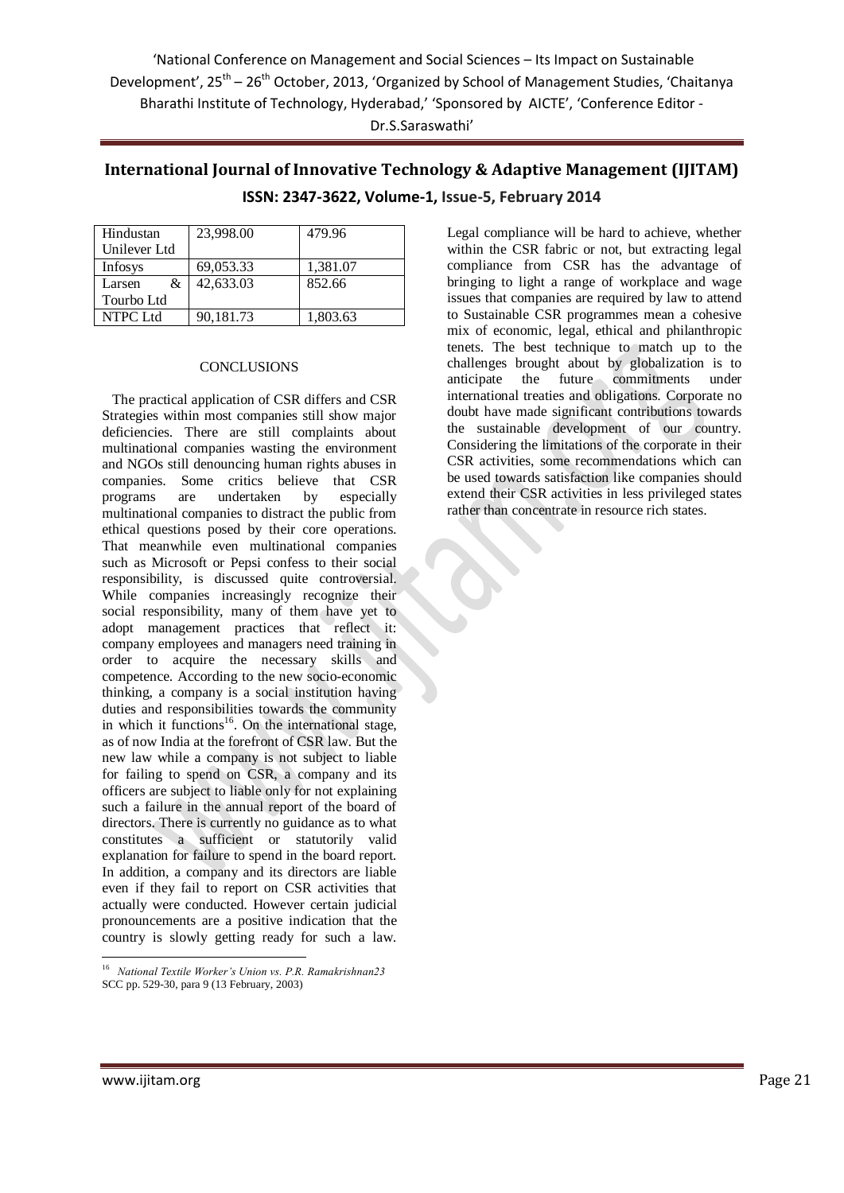| | | |
|---|---|---|
| Hindustan Unilever Ltd | 23,998.00 | 479.96 |
| Infosys | 69,053.33 | 1,381.07 |
| Larsen & Tourbo Ltd | 42,633.03 | 852.66 |
| NTPC Ltd | 90,181.73 | 1,803.63 |

## CONCLUSIONS

The practical application of CSR differs and CSR Strategies within most companies still show major deficiencies. There are still complaints about multinational companies wasting the environment and NGOs still denouncing human rights abuses in companies. Some critics believe that CSR programs are undertaken by especially multinational companies to distract the public from ethical questions posed by their core operations. That meanwhile even multinational companies such as Microsoft or Pepsi confess to their social responsibility, is discussed quite controversial. While companies increasingly recognize their social responsibility, many of them have yet to adopt management practices that reflect it: company employees and managers need training in order to acquire the necessary skills and competence. According to the new socio-economic thinking, a company is a social institution having duties and responsibilities towards the community in which it functions[16]. On the international stage, as of now India at the forefront of CSR law. But the new law while a company is not subject to liable for failing to spend on CSR, a company and its officers are subject to liable only for not explaining such a failure in the annual report of the board of directors. There is currently no guidance as to what constitutes a sufficient or statutorily valid explanation for failure to spend in the board report. In addition, a company and its directors are liable even if they fail to report on CSR activities that actually were conducted. However certain judicial pronouncements are a positive indication that the country is slowly getting ready for such a law. Legal compliance will be hard to achieve, whether within the CSR fabric or not, but extracting legal compliance from CSR has the advantage of bringing to light a range of workplace and wage issues that companies are required by law to attend to Sustainable CSR programmes mean a cohesive mix of economic, legal, ethical and philanthropic tenets. The best technique to match up to the challenges brought about by globalization is to anticipate the future commitments under international treaties and obligations. Corporate no doubt have made significant contributions towards the sustainable development of our country. Considering the limitations of the corporate in their CSR activities, some recommendations which can be used towards satisfaction like companies should extend their CSR activities in less privileged states rather than concentrate in resource rich states.

[16] *National Textile Worker's Union vs. P.R. Ramakrishnan23* SCC pp. 529-30, para 9 (13 February, 2003)